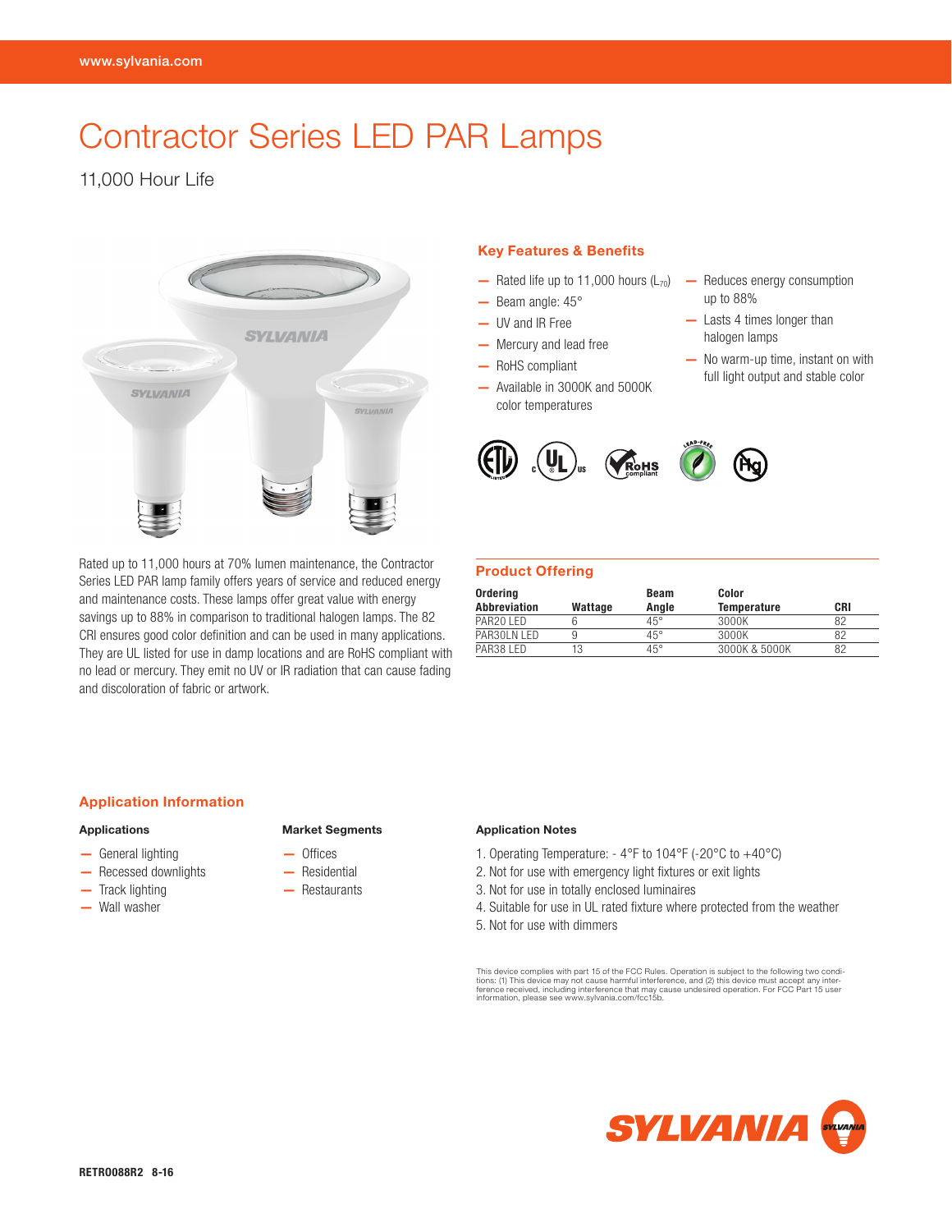# Contractor Series LED PAR Lamps

11,000 Hour Life

## Key Features & Benefits

- Rated life up to 11,000 hours ($L_{70}$)
- Beam angle: 45°
- UV and IR Free
- Mercury and lead free
- RoHS compliant
- Available in 3000K and 5000K color temperatures
- Reduces energy consumption up to 88%
- Lasts 4 times longer than halogen lamps
- No warm-up time, instant on with full light output and stable color

Rated up to 11,000 hours at 70% lumen maintenance, the Contractor Series LED PAR lamp family offers years of service and reduced energy and maintenance costs. These lamps offer great value with energy savings up to 88% in comparison to traditional halogen lamps. The 82 CRI ensures good color definition and can be used in many applications. They are UL listed for use in damp locations and are RoHS compliant with no lead or mercury. They emit no UV or IR radiation that can cause fading and discoloration of fabric or artwork.

## Product Offering

| Ordering Abbreviation | Wattage | Beam Angle | Color Temperature | CRI |
|---|---|---|---|---|
| PAR20 LED | 6 | 45° | 3000K | 82 |
| PAR30LN LED | 9 | 45° | 3000K | 82 |
| PAR38 LED | 13 | 45° | 3000K & 5000K | 82 |

## Application Information

### Applications

- General lighting
- Recessed downlights
- Track lighting
- Wall washer

### Market Segments

- Offices
- Residential
- Restaurants

### Application Notes

1. Operating Temperature: - 4°F to 104°F (-20°C to +40°C)
2. Not for use with emergency light fixtures or exit lights
3. Not for use in totally enclosed luminaires
4. Suitable for use in UL rated fixture where protected from the weather
5. Not for use with dimmers

This device complies with part 15 of the FCC Rules. Operation is subject to the following two conditions: (1) This device may not cause harmful interference, and (2) this device must accept any interference received, including interference that may cause undesired operation. For FCC Part 15 user information, please see www.sylvania.com/fcc15b.

RETRO088R2 8-16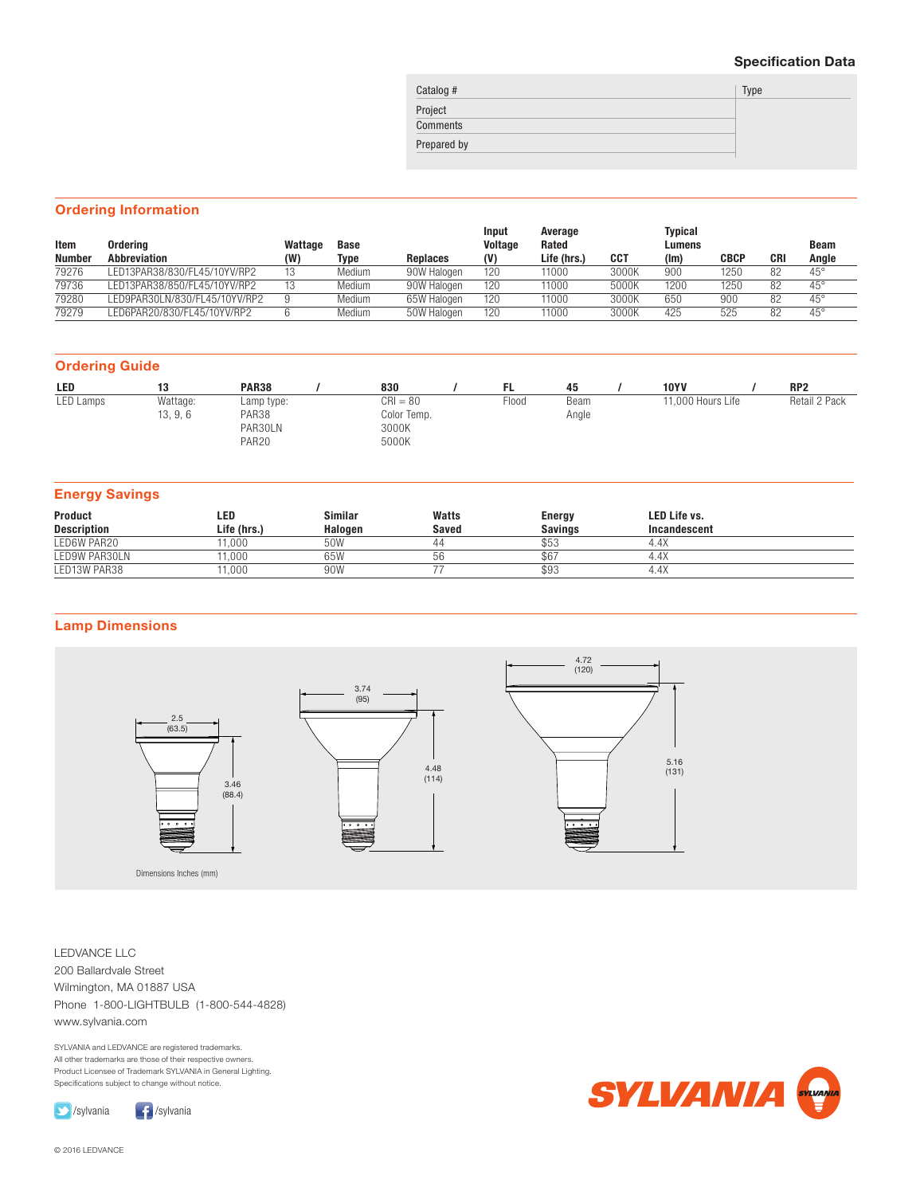## Specification Data

| Catalog # | Type |
|---|---|
| Project | |
| Comments | |
| Prepared by | |

## Ordering Information

| Item Number | Ordering Abbreviation | Wattage (W) | Base Type | Replaces | Input Voltage (V) | Average Rated Life (hrs.) | CCT | Typical Lumens (lm) | CBCP | CRI | Beam Angle |
|---|---|---|---|---|---|---|---|---|---|---|---|
| 79276 | LED13PAR38/830/FL45/10YV/RP2 | 13 | Medium | 90W Halogen | 120 | 11000 | 3000K | 900 | 1250 | 82 | 45° |
| 79736 | LED13PAR38/850/FL45/10YV/RP2 | 13 | Medium | 90W Halogen | 120 | 11000 | 5000K | 1200 | 1250 | 82 | 45° |
| 79280 | LED9PAR30LN/830/FL45/10YV/RP2 | 9 | Medium | 65W Halogen | 120 | 11000 | 3000K | 650 | 900 | 82 | 45° |
| 79279 | LED6PAR20/830/FL45/10YV/RP2 | 6 | Medium | 50W Halogen | 120 | 11000 | 3000K | 425 | 525 | 82 | 45° |

## Ordering Guide

| LED | 13 | PAR38 / | 830 / | FL | 45 / | 10YV / | RP2 |
|---|---|---|---|---|---|---|---|
| LED Lamps | Wattage: 13, 9, 6 | Lamp type: PAR38 PAR30LN PAR20 | CRI = 80 Color Temp. 3000K 5000K | Flood | Beam Angle | 11,000 Hours Life | Retail 2 Pack |

## Energy Savings

| Product Description | LED Life (hrs.) | Similar Halogen | Watts Saved | Energy Savings | LED Life vs. Incandescent |
|---|---|---|---|---|---|
| LED6W PAR20 | 11,000 | 50W | 44 | $53 | 4.4X |
| LED9W PAR30LN | 11,000 | 65W | 56 | $67 | 4.4X |
| LED13W PAR38 | 11,000 | 90W | 77 | $93 | 4.4X |

## Lamp Dimensions

2.5
(63.5)

3.46
(88.4)

3.74
(95)

4.48
(114)

4.72
(120)

5.16
(131)

Dimensions Inches (mm)

LEDVANCE LLC
200 Ballardvale Street
Wilmington, MA 01887 USA
Phone 1-800-LIGHTBULB (1-800-544-4828)
www.sylvania.com

SYLVANIA and LEDVANCE are registered trademarks.
All other trademarks are those of their respective owners.
Product Licensee of Trademark SYLVANIA in General Lighting.
Specifications subject to change without notice.

/sylvania /sylvania

SYLVANIA

© 2016 LEDVANCE